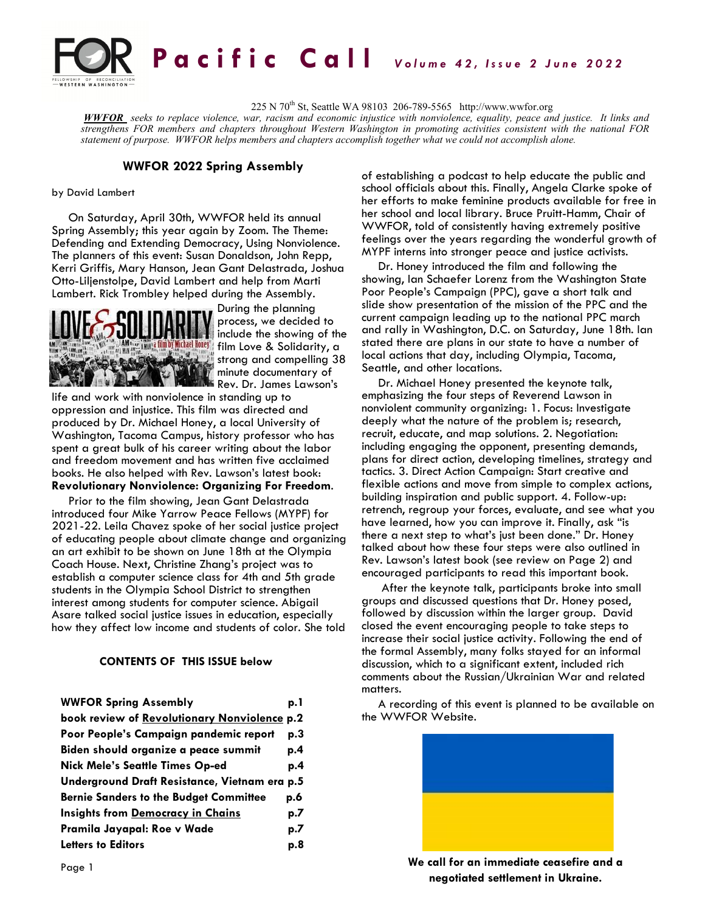# Pacific Call *Volume 42, Issue 2 June 2022*

225 N 70th St, Seattle WA 98103 206-789-5565 http://www.wwfor.org

***WWFOR** seeks to replace violence, war, racism and economic injustice with nonviolence, equality, peace and justice. It links and strengthens FOR members and chapters throughout Western Washington in promoting activities consistent with the national FOR statement of purpose. WWFOR helps members and chapters accomplish together what we could not accomplish alone.*

## WWFOR 2022 Spring Assembly

by David Lambert

On Saturday, April 30th, WWFOR held its annual Spring Assembly; this year again by Zoom. The Theme: Defending and Extending Democracy, Using Nonviolence. The planners of this event: Susan Donaldson, John Repp, Kerri Griffis, Mary Hanson, Jean Gant Delastrada, Joshua Otto-Liljenstolpe, David Lambert and help from Marti Lambert. Rick Trombley helped during the Assembly.

During the planning process, we decided to include the showing of the film Love & Solidarity, a strong and compelling 38 minute documentary of Rev. Dr. James Lawson's life and work with nonviolence in standing up to oppression and injustice. This film was directed and produced by Dr. Michael Honey, a local University of Washington, Tacoma Campus, history professor who has spent a great bulk of his career writing about the labor and freedom movement and has written five acclaimed books. He also helped with Rev. Lawson's latest book: **Revolutionary Nonviolence: Organizing For Freedom**.

Prior to the film showing, Jean Gant Delastrada introduced four Mike Yarrow Peace Fellows (MYPF) for 2021-22. Leila Chavez spoke of her social justice project of educating people about climate change and organizing an art exhibit to be shown on June 18th at the Olympia Coach House. Next, Christine Zhang's project was to establish a computer science class for 4th and 5th grade students in the Olympia School District to strengthen interest among students for computer science. Abigail Asare talked social justice issues in education, especially how they affect low income and students of color. She told of establishing a podcast to help educate the public and school officials about this. Finally, Angela Clarke spoke of her efforts to make feminine products available for free in her school and local library. Bruce Pruitt-Hamm, Chair of WWFOR, told of consistently having extremely positive feelings over the years regarding the wonderful growth of MYPF interns into stronger peace and justice activists.

Dr. Honey introduced the film and following the showing, Ian Schaefer Lorenz from the Washington State Poor People's Campaign (PPC), gave a short talk and slide show presentation of the mission of the PPC and the current campaign leading up to the national PPC march and rally in Washington, D.C. on Saturday, June 18th. Ian stated there are plans in our state to have a number of local actions that day, including Olympia, Tacoma, Seattle, and other locations.

Dr. Michael Honey presented the keynote talk, emphasizing the four steps of Reverend Lawson in nonviolent community organizing: 1. Focus: Investigate deeply what the nature of the problem is; research, recruit, educate, and map solutions. 2. Negotiation: including engaging the opponent, presenting demands, plans for direct action, developing timelines, strategy and tactics. 3. Direct Action Campaign: Start creative and flexible actions and move from simple to complex actions, building inspiration and public support. 4. Follow-up: retrench, regroup your forces, evaluate, and see what you have learned, how you can improve it. Finally, ask "is there a next step to what's just been done." Dr. Honey talked about how these four steps were also outlined in Rev. Lawson's latest book (see review on Page 2) and encouraged participants to read this important book.

After the keynote talk, participants broke into small groups and discussed questions that Dr. Honey posed, followed by discussion within the larger group. David closed the event encouraging people to take steps to increase their social justice activity. Following the end of the formal Assembly, many folks stayed for an informal discussion, which to a significant extent, included rich comments about the Russian/Ukrainian War and related matters.

A recording of this event is planned to be available on the WWFOR Website.

**We call for an immediate ceasefire and a negotiated settlement in Ukraine.**

### CONTENTS OF THIS ISSUE below

| | |
|---|---|
| **WWFOR Spring Assembly** | **p.1** |
| **book review of Revolutionary Nonviolence** | **p.2** |
| **Poor People's Campaign pandemic report** | **p.3** |
| **Biden should organize a peace summit** | **p.4** |
| **Nick Mele's Seattle Times Op-ed** | **p.4** |
| **Underground Draft Resistance, Vietnam era** | **p.5** |
| **Bernie Sanders to the Budget Committee** | **p.6** |
| **Insights from Democracy in Chains** | **p.7** |
| **Pramila Jayapal: Roe v Wade** | **p.7** |
| **Letters to Editors** | **p.8** |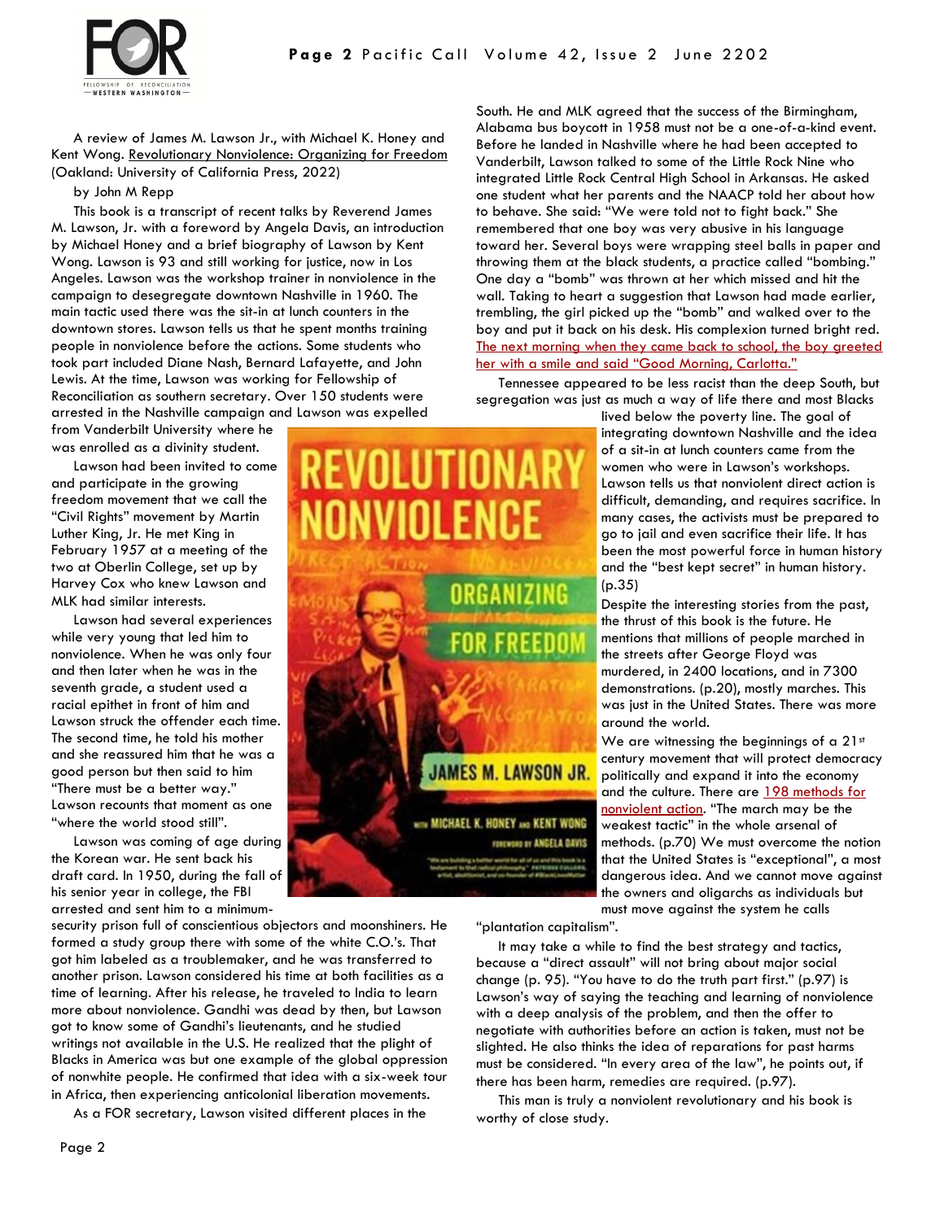A review of James M. Lawson Jr., with Michael K. Honey and Kent Wong. Revolutionary Nonviolence: Organizing for Freedom (Oakland: University of California Press, 2022)

by John M Repp

This book is a transcript of recent talks by Reverend James M. Lawson, Jr. with a foreword by Angela Davis, an introduction by Michael Honey and a brief biography of Lawson by Kent Wong. Lawson is 93 and still working for justice, now in Los Angeles. Lawson was the workshop trainer in nonviolence in the campaign to desegregate downtown Nashville in 1960. The main tactic used there was the sit-in at lunch counters in the downtown stores. Lawson tells us that he spent months training people in nonviolence before the actions. Some students who took part included Diane Nash, Bernard Lafayette, and John Lewis. At the time, Lawson was working for Fellowship of Reconciliation as southern secretary. Over 150 students were arrested in the Nashville campaign and Lawson was expelled from Vanderbilt University where he was enrolled as a divinity student.

Lawson had been invited to come and participate in the growing freedom movement that we call the "Civil Rights" movement by Martin Luther King, Jr. He met King in February 1957 at a meeting of the two at Oberlin College, set up by Harvey Cox who knew Lawson and MLK had similar interests.

Lawson had several experiences while very young that led him to nonviolence. When he was only four and then later when he was in the seventh grade, a student used a racial epithet in front of him and Lawson struck the offender each time. The second time, he told his mother and she reassured him that he was a good person but then said to him "There must be a better way." Lawson recounts that moment as one "where the world stood still".

Lawson was coming of age during the Korean war. He sent back his draft card. In 1950, during the fall of his senior year in college, the FBI arrested and sent him to a minimum-security prison full of conscientious objectors and moonshiners. He formed a study group there with some of the white C.O.'s. That got him labeled as a troublemaker, and he was transferred to another prison. Lawson considered his time at both facilities as a time of learning. After his release, he traveled to India to learn more about nonviolence. Gandhi was dead by then, but Lawson got to know some of Gandhi's lieutenants, and he studied writings not available in the U.S. He realized that the plight of Blacks in America was but one example of the global oppression of nonwhite people. He confirmed that idea with a six-week tour in Africa, then experiencing anticolonial liberation movements.

As a FOR secretary, Lawson visited different places in the South. He and MLK agreed that the success of the Birmingham, Alabama bus boycott in 1958 must not be a one-of-a-kind event. Before he landed in Nashville where he had been accepted to Vanderbilt, Lawson talked to some of the Little Rock Nine who integrated Little Rock Central High School in Arkansas. He asked one student what her parents and the NAACP told her about how to behave. She said: "We were told not to fight back." She remembered that one boy was very abusive in his language toward her. Several boys were wrapping steel balls in paper and throwing them at the black students, a practice called "bombing." One day a "bomb" was thrown at her which missed and hit the wall. Taking to heart a suggestion that Lawson had made earlier, trembling, the girl picked up the "bomb" and walked over to the boy and put it back on his desk. His complexion turned bright red. The next morning when they came back to school, the boy greeted her with a smile and said "Good Morning, Carlotta."

Tennessee appeared to be less racist than the deep South, but segregation was just as much a way of life there and most Blacks lived below the poverty line. The goal of integrating downtown Nashville and the idea of a sit-in at lunch counters came from the women who were in Lawson's workshops. Lawson tells us that nonviolent direct action is difficult, demanding, and requires sacrifice. In many cases, the activists must be prepared to go to jail and even sacrifice their life. It has been the most powerful force in human history and the "best kept secret" in human history. (p.35)

Despite the interesting stories from the past, the thrust of this book is the future. He mentions that millions of people marched in the streets after George Floyd was murdered, in 2400 locations, and in 7300 demonstrations. (p.20), mostly marches. This was just in the United States. There was more around the world.

We are witnessing the beginnings of a 21st century movement that will protect democracy politically and expand it into the economy and the culture. There are 198 methods for nonviolent action. "The march may be the weakest tactic" in the whole arsenal of methods. (p.70) We must overcome the notion that the United States is "exceptional", a most dangerous idea. And we cannot move against the owners and oligarchs as individuals but must move against the system he calls "plantation capitalism".

It may take a while to find the best strategy and tactics, because a "direct assault" will not bring about major social change (p. 95). "You have to do the truth part first." (p.97) is Lawson's way of saying the teaching and learning of nonviolence with a deep analysis of the problem, and then the offer to negotiate with authorities before an action is taken, must not be slighted. He also thinks the idea of reparations for past harms must be considered. "In every area of the law", he points out, if there has been harm, remedies are required. (p.97).

This man is truly a nonviolent revolutionary and his book is worthy of close study.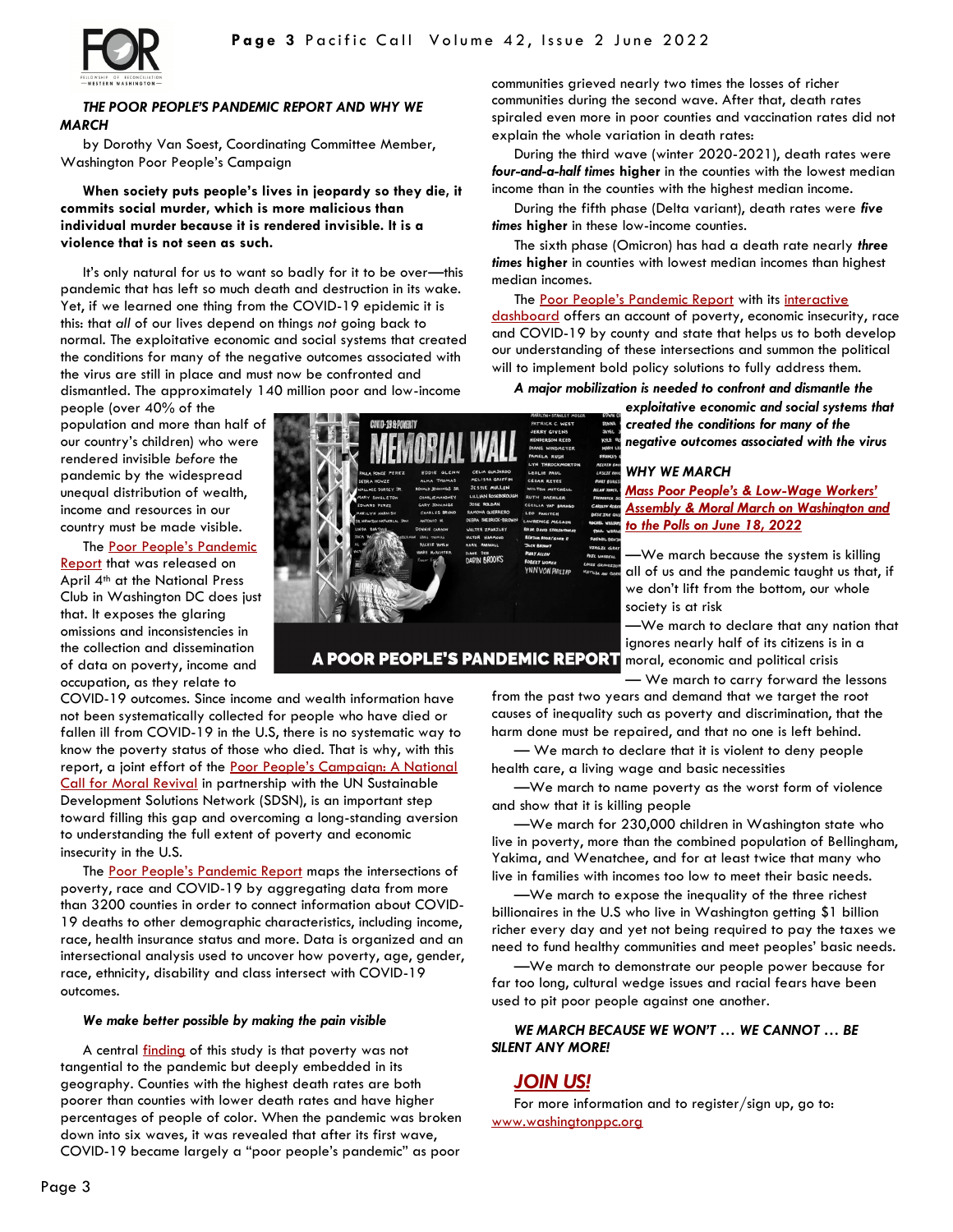### *THE POOR PEOPLE'S PANDEMIC REPORT AND WHY WE MARCH*

by Dorothy Van Soest, Coordinating Committee Member, Washington Poor People's Campaign

**When society puts people's lives in jeopardy so they die, it commits social murder, which is more malicious than individual murder because it is rendered invisible. It is a violence that is not seen as such.**

It's only natural for us to want so badly for it to be over—this pandemic that has left so much death and destruction in its wake. Yet, if we learned one thing from the COVID-19 epidemic it is this: that *all* of our lives depend on things *not* going back to normal. The exploitative economic and social systems that created the conditions for many of the negative outcomes associated with the virus are still in place and must now be confronted and dismantled. The approximately 140 million poor and low-income people (over 40% of the population and more than half of our country's children) who were rendered invisible *before* the pandemic by the widespread unequal distribution of wealth, income and resources in our country must be made visible.

The Poor People's Pandemic Report that was released on April 4th at the National Press Club in Washington DC does just that. It exposes the glaring omissions and inconsistencies in the collection and dissemination of data on poverty, income and occupation, as they relate to COVID-19 outcomes. Since income and wealth information have not been systematically collected for people who have died or fallen ill from COVID-19 in the U.S, there is no systematic way to know the poverty status of those who died. That is why, with this report, a joint effort of the Poor People's Campaign: A National Call for Moral Revival in partnership with the UN Sustainable Development Solutions Network (SDSN), is an important step toward filling this gap and overcoming a long-standing aversion to understanding the full extent of poverty and economic insecurity in the U.S.

The Poor People's Pandemic Report maps the intersections of poverty, race and COVID-19 by aggregating data from more than 3200 counties in order to connect information about COVID-19 deaths to other demographic characteristics, including income, race, health insurance status and more. Data is organized and an intersectional analysis used to uncover how poverty, age, gender, race, ethnicity, disability and class intersect with COVID-19 outcomes.

#### *We make better possible by making the pain visible*

A central finding of this study is that poverty was not tangential to the pandemic but deeply embedded in its geography. Counties with the highest death rates are both poorer than counties with lower death rates and have higher percentages of people of color. When the pandemic was broken down into six waves, it was revealed that after its first wave, COVID-19 became largely a "poor people's pandemic" as poor communities grieved nearly two times the losses of richer communities during the second wave. After that, death rates spiraled even more in poor counties and vaccination rates did not explain the whole variation in death rates:

During the third wave (winter 2020-2021), death rates were ***four-and-a-half times* higher** in the counties with the lowest median income than in the counties with the highest median income.

During the fifth phase (Delta variant), death rates were ***five times* higher** in these low-income counties.

The sixth phase (Omicron) has had a death rate nearly ***three times* higher** in counties with lowest median incomes than highest median incomes.

The Poor People's Pandemic Report with its interactive dashboard offers an account of poverty, economic insecurity, race and COVID-19 by county and state that helps us to both develop our understanding of these intersections and summon the political will to implement bold policy solutions to fully address them.

***A major mobilization is needed to confront and dismantle the exploitative economic and social systems that created the conditions for many of the negative outcomes associated with the virus***

#### *WHY WE MARCH*

***Mass Poor People's & Low-Wage Workers' Assembly & Moral March on Washington and to the Polls on June 18, 2022***

—We march because the system is killing all of us and the pandemic taught us that, if we don't lift from the bottom, our whole society is at risk

—We march to declare that any nation that ignores nearly half of its citizens is in a moral, economic and political crisis

— We march to carry forward the lessons from the past two years and demand that we target the root causes of inequality such as poverty and discrimination, that the harm done must be repaired, and that no one is left behind.

— We march to declare that it is violent to deny people health care, a living wage and basic necessities

—We march to name poverty as the worst form of violence and show that it is killing people

—We march for 230,000 children in Washington state who live in poverty, more than the combined population of Bellingham, Yakima, and Wenatchee, and for at least twice that many who live in families with incomes too low to meet their basic needs.

—We march to expose the inequality of the three richest billionaires in the U.S who live in Washington getting $1 billion richer every day and yet not being required to pay the taxes we need to fund healthy communities and meet peoples' basic needs.

—We march to demonstrate our people power because for far too long, cultural wedge issues and racial fears have been used to pit poor people against one another.

***WE MARCH BECAUSE WE WON'T … WE CANNOT … BE SILENT ANY MORE!***

## *JOIN US!*

For more information and to register/sign up, go to: www.washingtonppc.org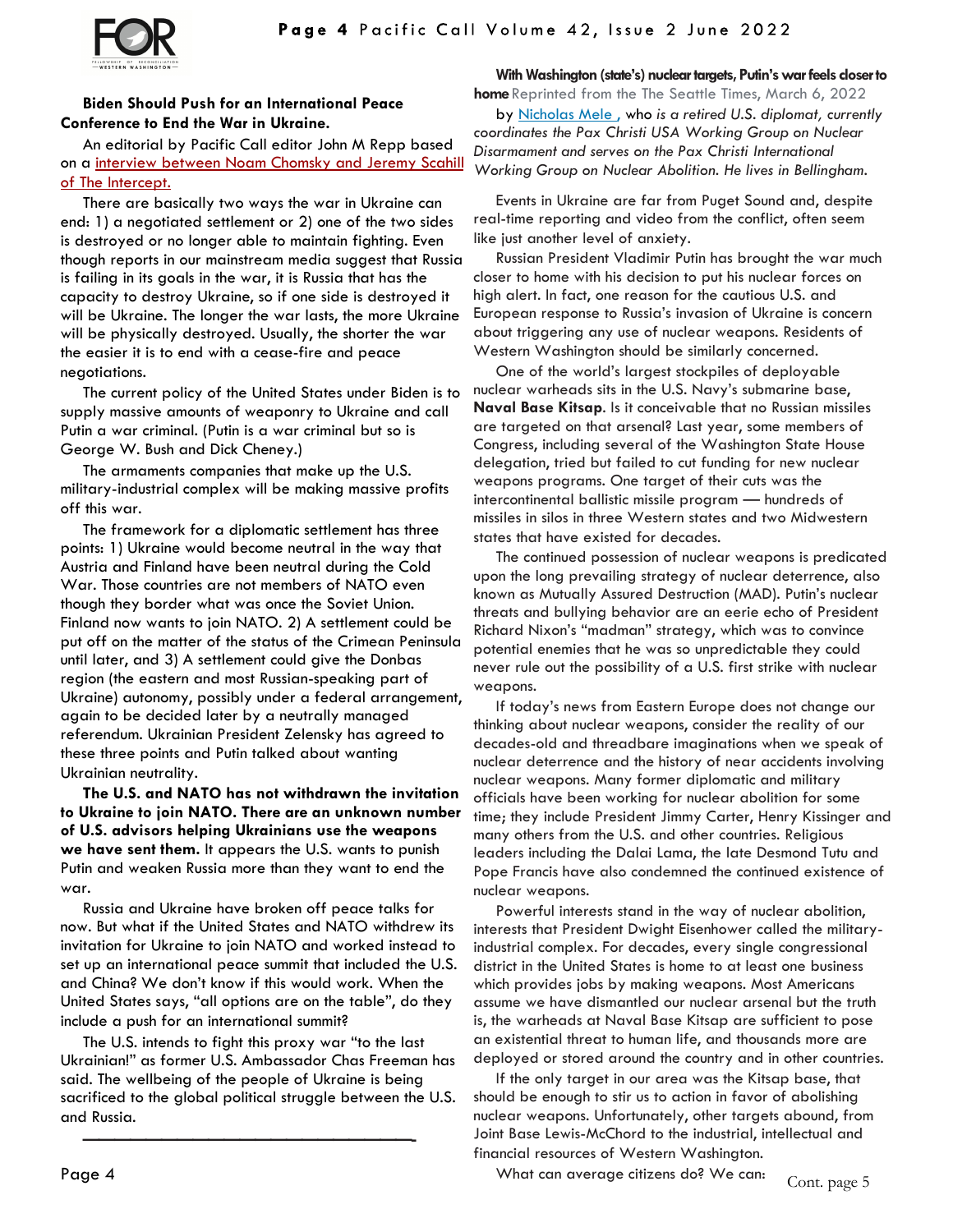## Biden Should Push for an International Peace Conference to End the War in Ukraine.

An editorial by Pacific Call editor John M Repp based on a interview between Noam Chomsky and Jeremy Scahill of The Intercept.

There are basically two ways the war in Ukraine can end: 1) a negotiated settlement or 2) one of the two sides is destroyed or no longer able to maintain fighting. Even though reports in our mainstream media suggest that Russia is failing in its goals in the war, it is Russia that has the capacity to destroy Ukraine, so if one side is destroyed it will be Ukraine. The longer the war lasts, the more Ukraine will be physically destroyed. Usually, the shorter the war the easier it is to end with a cease-fire and peace negotiations.

The current policy of the United States under Biden is to supply massive amounts of weaponry to Ukraine and call Putin a war criminal. (Putin is a war criminal but so is George W. Bush and Dick Cheney.)

The armaments companies that make up the U.S. military-industrial complex will be making massive profits off this war.

The framework for a diplomatic settlement has three points: 1) Ukraine would become neutral in the way that Austria and Finland have been neutral during the Cold War. Those countries are not members of NATO even though they border what was once the Soviet Union. Finland now wants to join NATO. 2) A settlement could be put off on the matter of the status of the Crimean Peninsula until later, and 3) A settlement could give the Donbas region (the eastern and most Russian-speaking part of Ukraine) autonomy, possibly under a federal arrangement, again to be decided later by a neutrally managed referendum. Ukrainian President Zelensky has agreed to these three points and Putin talked about wanting Ukrainian neutrality.

**The U.S. and NATO has not withdrawn the invitation to Ukraine to join NATO. There are an unknown number of U.S. advisors helping Ukrainians use the weapons we have sent them.** It appears the U.S. wants to punish Putin and weaken Russia more than they want to end the war.

Russia and Ukraine have broken off peace talks for now. But what if the United States and NATO withdrew its invitation for Ukraine to join NATO and worked instead to set up an international peace summit that included the U.S. and China? We don't know if this would work. When the United States says, "all options are on the table", do they include a push for an international summit?

The U.S. intends to fight this proxy war "to the last Ukrainian!" as former U.S. Ambassador Chas Freeman has said. The wellbeing of the people of Ukraine is being sacrificed to the global political struggle between the U.S. and Russia.

---

## With Washington (state's) nuclear targets, Putin's war feels closer to home

Reprinted from the The Seattle Times, March 6, 2022

by Nicholas Mele , who *is a retired U.S. diplomat, currently coordinates the Pax Christi USA Working Group on Nuclear Disarmament and serves on the Pax Christi International Working Group on Nuclear Abolition. He lives in Bellingham.*

Events in Ukraine are far from Puget Sound and, despite real-time reporting and video from the conflict, often seem like just another level of anxiety.

Russian President Vladimir Putin has brought the war much closer to home with his decision to put his nuclear forces on high alert. In fact, one reason for the cautious U.S. and European response to Russia's invasion of Ukraine is concern about triggering any use of nuclear weapons. Residents of Western Washington should be similarly concerned.

One of the world's largest stockpiles of deployable nuclear warheads sits in the U.S. Navy's submarine base, **Naval Base Kitsap**. Is it conceivable that no Russian missiles are targeted on that arsenal? Last year, some members of Congress, including several of the Washington State House delegation, tried but failed to cut funding for new nuclear weapons programs. One target of their cuts was the intercontinental ballistic missile program — hundreds of missiles in silos in three Western states and two Midwestern states that have existed for decades.

The continued possession of nuclear weapons is predicated upon the long prevailing strategy of nuclear deterrence, also known as Mutually Assured Destruction (MAD). Putin's nuclear threats and bullying behavior are an eerie echo of President Richard Nixon's "madman" strategy, which was to convince potential enemies that he was so unpredictable they could never rule out the possibility of a U.S. first strike with nuclear weapons.

If today's news from Eastern Europe does not change our thinking about nuclear weapons, consider the reality of our decades-old and threadbare imaginations when we speak of nuclear deterrence and the history of near accidents involving nuclear weapons. Many former diplomatic and military officials have been working for nuclear abolition for some time; they include President Jimmy Carter, Henry Kissinger and many others from the U.S. and other countries. Religious leaders including the Dalai Lama, the late Desmond Tutu and Pope Francis have also condemned the continued existence of nuclear weapons.

Powerful interests stand in the way of nuclear abolition, interests that President Dwight Eisenhower called the military-industrial complex. For decades, every single congressional district in the United States is home to at least one business which provides jobs by making weapons. Most Americans assume we have dismantled our nuclear arsenal but the truth is, the warheads at Naval Base Kitsap are sufficient to pose an existential threat to human life, and thousands more are deployed or stored around the country and in other countries.

If the only target in our area was the Kitsap base, that should be enough to stir us to action in favor of abolishing nuclear weapons. Unfortunately, other targets abound, from Joint Base Lewis-McChord to the industrial, intellectual and financial resources of Western Washington.

What can average citizens do? We can:

Cont. page 5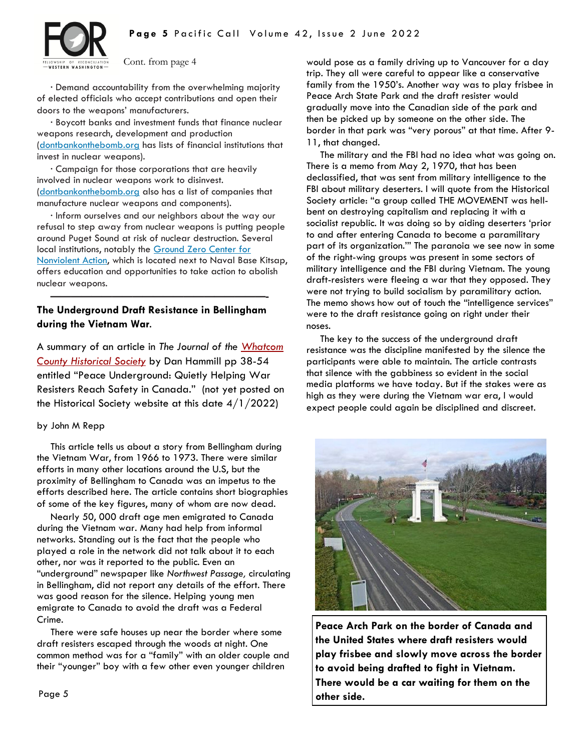Cont. from page 4

· Demand accountability from the overwhelming majority of elected officials who accept contributions and open their doors to the weapons' manufacturers.

· Boycott banks and investment funds that finance nuclear weapons research, development and production (dontbankonthebomb.org has lists of financial institutions that invest in nuclear weapons).

· Campaign for those corporations that are heavily involved in nuclear weapons work to disinvest. (dontbankonthebomb.org also has a list of companies that manufacture nuclear weapons and components).

· Inform ourselves and our neighbors about the way our refusal to step away from nuclear weapons is putting people around Puget Sound at risk of nuclear destruction. Several local institutions, notably the Ground Zero Center for Nonviolent Action, which is located next to Naval Base Kitsap, offers education and opportunities to take action to abolish nuclear weapons.

---

## The Underground Draft Resistance in Bellingham during the Vietnam War.

A summary of an article in *The Journal of the* *Whatcom County Historical Society* by Dan Hammill pp 38-54 entitled "Peace Underground: Quietly Helping War Resisters Reach Safety in Canada." (not yet posted on the Historical Society website at this date 4/1/2022)

by John M Repp

This article tells us about a story from Bellingham during the Vietnam War, from 1966 to 1973. There were similar efforts in many other locations around the U.S, but the proximity of Bellingham to Canada was an impetus to the efforts described here. The article contains short biographies of some of the key figures, many of whom are now dead.

Nearly 50, 000 draft age men emigrated to Canada during the Vietnam war. Many had help from informal networks. Standing out is the fact that the people who played a role in the network did not talk about it to each other, nor was it reported to the public. Even an "underground" newspaper like *Northwest Passage,* circulating in Bellingham, did not report any details of the effort. There was good reason for the silence. Helping young men emigrate to Canada to avoid the draft was a Federal Crime.

There were safe houses up near the border where some draft resisters escaped through the woods at night. One common method was for a "family" with an older couple and their "younger" boy with a few other even younger children would pose as a family driving up to Vancouver for a day trip. They all were careful to appear like a conservative family from the 1950's. Another way was to play frisbee in Peace Arch State Park and the draft resister would gradually move into the Canadian side of the park and then be picked up by someone on the other side. The border in that park was "very porous" at that time. After 9-11, that changed.

The military and the FBI had no idea what was going on. There is a memo from May 2, 1970, that has been declassified, that was sent from military intelligence to the FBI about military deserters. I will quote from the Historical Society article: "a group called THE MOVEMENT was hell-bent on destroying capitalism and replacing it with a socialist republic. It was doing so by aiding deserters 'prior to and after entering Canada to become a paramilitary part of its organization.'" The paranoia we see now in some of the right-wing groups was present in some sectors of military intelligence and the FBI during Vietnam. The young draft-resisters were fleeing a war that they opposed. They were not trying to build socialism by paramilitary action. The memo shows how out of touch the "intelligence services" were to the draft resistance going on right under their noses.

The key to the success of the underground draft resistance was the discipline manifested by the silence the participants were able to maintain. The article contrasts that silence with the gabbiness so evident in the social media platforms we have today. But if the stakes were as high as they were during the Vietnam war era, I would expect people could again be disciplined and discreet.

**Peace Arch Park on the border of Canada and the United States where draft resisters would play frisbee and slowly move across the border to avoid being drafted to fight in Vietnam. There would be a car waiting for them on the other side.**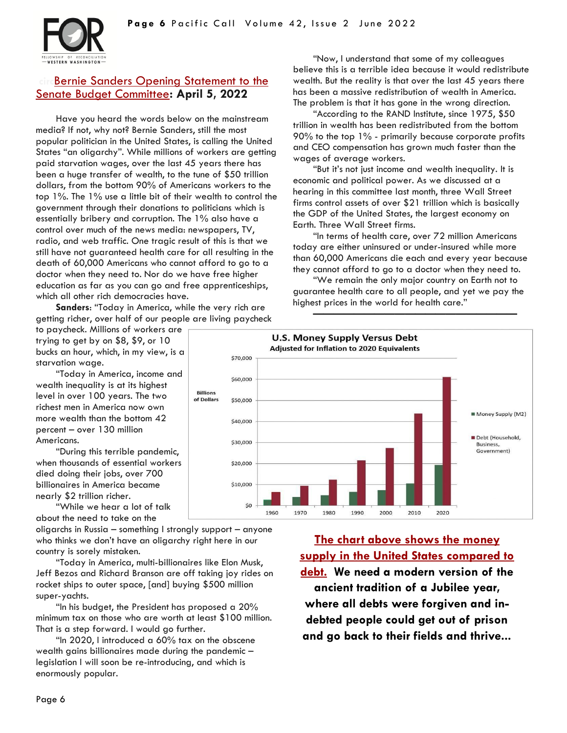## Bernie Sanders Opening Statement to the Senate Budget Committee: April 5, 2022

Have you heard the words below on the mainstream media? If not, why not? Bernie Sanders, still the most popular politician in the United States, is calling the United States "an oligarchy". While millions of workers are getting paid starvation wages, over the last 45 years there has been a huge transfer of wealth, to the tune of $50 trillion dollars, from the bottom 90% of Americans workers to the top 1%. The 1% use a little bit of their wealth to control the government through their donations to politicians which is essentially bribery and corruption. The 1% also have a control over much of the news media: newspapers, TV, radio, and web traffic. One tragic result of this is that we still have not guaranteed health care for all resulting in the death of 60,000 Americans who cannot afford to go to a doctor when they need to. Nor do we have free higher education as far as you can go and free apprenticeships, which all other rich democracies have.

**Sanders**: "Today in America, while the very rich are getting richer, over half of our people are living paycheck to paycheck. Millions of workers are trying to get by on $8, $9, or 10 bucks an hour, which, in my view, is a starvation wage.

"Today in America, income and wealth inequality is at its highest level in over 100 years. The two richest men in America now own more wealth than the bottom 42 percent – over 130 million Americans.

"During this terrible pandemic, when thousands of essential workers died doing their jobs, over 700 billionaires in America became nearly $2 trillion richer.

"While we hear a lot of talk about the need to take on the oligarchs in Russia – something I strongly support – anyone who thinks we don't have an oligarchy right here in our country is sorely mistaken.

"Today in America, multi-billionaires like Elon Musk, Jeff Bezos and Richard Branson are off taking joy rides on rocket ships to outer space, [and] buying $500 million super-yachts.

"In his budget, the President has proposed a 20% minimum tax on those who are worth at least $100 million. That is a step forward. I would go further.

"In 2020, I introduced a 60% tax on the obscene wealth gains billionaires made during the pandemic – legislation I will soon be re-introducing, and which is enormously popular.

"Now, I understand that some of my colleagues believe this is a terrible idea because it would redistribute wealth. But the reality is that over the last 45 years there has been a massive redistribution of wealth in America. The problem is that it has gone in the wrong direction.

"According to the RAND Institute, since 1975, $50 trillion in wealth has been redistributed from the bottom 90% to the top 1% - primarily because corporate profits and CEO compensation has grown much faster than the wages of average workers.

"But it's not just income and wealth inequality. It is economic and political power. As we discussed at a hearing in this committee last month, three Wall Street firms control assets of over $21 trillion which is basically the GDP of the United States, the largest economy on Earth. Three Wall Street firms.

"In terms of health care, over 72 million Americans today are either uninsured or under-insured while more than 60,000 Americans die each and every year because they cannot afford to go to a doctor when they need to.

"We remain the only major country on Earth not to guarantee health care to all people, and yet we pay the highest prices in the world for health care."

**U.S. Money Supply Versus Debt**
Adjusted for Inflation to 2020 Equivalents

Billions of Dollars: $0 – $70,000; years 1960–2020. Legend: Money Supply (M2); Debt (Household, Business, Government)

**The chart above shows the money supply in the United States compared to debt. We need a modern version of the ancient tradition of a Jubilee year, where all debts were forgiven and indebted people could get out of prison and go back to their fields and thrive...**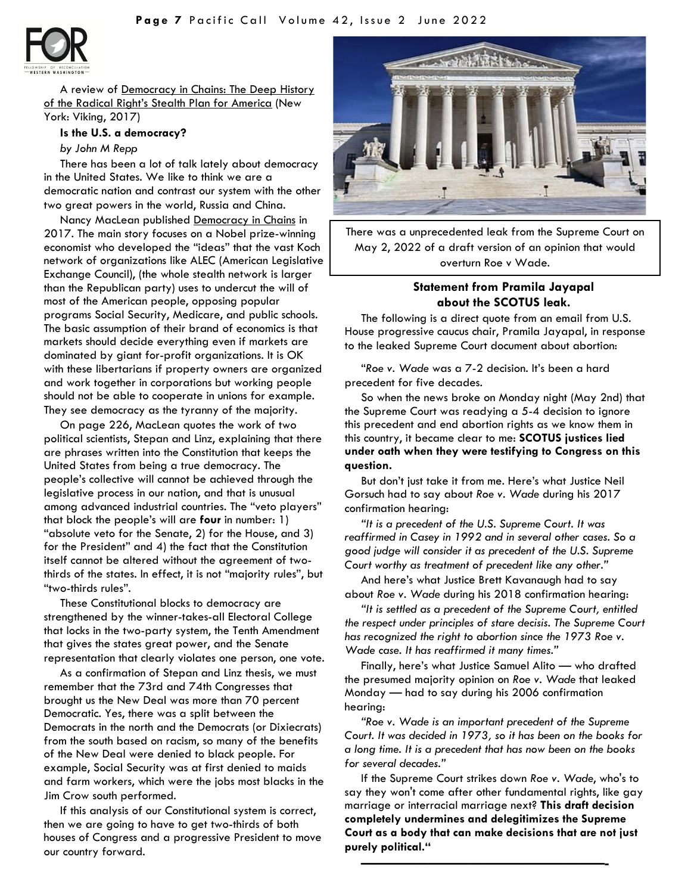A review of Democracy in Chains: The Deep History of the Radical Right's Stealth Plan for America (New York: Viking, 2017)

**Is the U.S. a democracy?**

*by John M Repp*

There has been a lot of talk lately about democracy in the United States. We like to think we are a democratic nation and contrast our system with the other two great powers in the world, Russia and China.

Nancy MacLean published Democracy in Chains in 2017. The main story focuses on a Nobel prize-winning economist who developed the "ideas" that the vast Koch network of organizations like ALEC (American Legislative Exchange Council), (the whole stealth network is larger than the Republican party) uses to undercut the will of most of the American people, opposing popular programs Social Security, Medicare, and public schools. The basic assumption of their brand of economics is that markets should decide everything even if markets are dominated by giant for-profit organizations. It is OK with these libertarians if property owners are organized and work together in corporations but working people should not be able to cooperate in unions for example. They see democracy as the tyranny of the majority.

On page 226, MacLean quotes the work of two political scientists, Stepan and Linz, explaining that there are phrases written into the Constitution that keeps the United States from being a true democracy. The people's collective will cannot be achieved through the legislative process in our nation, and that is unusual among advanced industrial countries. The "veto players" that block the people's will are **four** in number: 1) "absolute veto for the Senate, 2) for the House, and 3) for the President" and 4) the fact that the Constitution itself cannot be altered without the agreement of two-thirds of the states. In effect, it is not "majority rules", but "two-thirds rules".

These Constitutional blocks to democracy are strengthened by the winner-takes-all Electoral College that locks in the two-party system, the Tenth Amendment that gives the states great power, and the Senate representation that clearly violates one person, one vote.

As a confirmation of Stepan and Linz thesis, we must remember that the 73rd and 74th Congresses that brought us the New Deal was more than 70 percent Democratic. Yes, there was a split between the Democrats in the north and the Democrats (or Dixiecrats) from the south based on racism, so many of the benefits of the New Deal were denied to black people. For example, Social Security was at first denied to maids and farm workers, which were the jobs most blacks in the Jim Crow south performed.

If this analysis of our Constitutional system is correct, then we are going to have to get two-thirds of both houses of Congress and a progressive President to move our country forward.

There was a unprecedented leak from the Supreme Court on May 2, 2022 of a draft version of an opinion that would overturn Roe v Wade.

**Statement from Pramila Jayapal about the SCOTUS leak.**

The following is a direct quote from an email from U.S. House progressive caucus chair, Pramila Jayapal, in response to the leaked Supreme Court document about abortion:

"*Roe v. Wade* was a 7-2 decision. It's been a hard precedent for five decades.

So when the news broke on Monday night (May 2nd) that the Supreme Court was readying a 5-4 decision to ignore this precedent and end abortion rights as we know them in this country, it became clear to me: **SCOTUS justices lied under oath when they were testifying to Congress on this question.**

But don't just take it from me. Here's what Justice Neil Gorsuch had to say about *Roe v. Wade* during his 2017 confirmation hearing:

*"It is a precedent of the U.S. Supreme Court. It was reaffirmed in Casey in 1992 and in several other cases. So a good judge will consider it as precedent of the U.S. Supreme Court worthy as treatment of precedent like any other."*

And here's what Justice Brett Kavanaugh had to say about *Roe v. Wade* during his 2018 confirmation hearing:

*"It is settled as a precedent of the Supreme Court, entitled the respect under principles of stare decisis. The Supreme Court has recognized the right to abortion since the 1973 Roe v. Wade case. It has reaffirmed it many times."*

Finally, here's what Justice Samuel Alito — who drafted the presumed majority opinion on *Roe v. Wade* that leaked Monday — had to say during his 2006 confirmation hearing:

*"Roe v. Wade is an important precedent of the Supreme Court. It was decided in 1973, so it has been on the books for a long time. It is a precedent that has now been on the books for several decades."*

If the Supreme Court strikes down *Roe v. Wade*, who's to say they won't come after other fundamental rights, like gay marriage or interracial marriage next? **This draft decision completely undermines and delegitimizes the Supreme Court as a body that can make decisions that are not just purely political.**"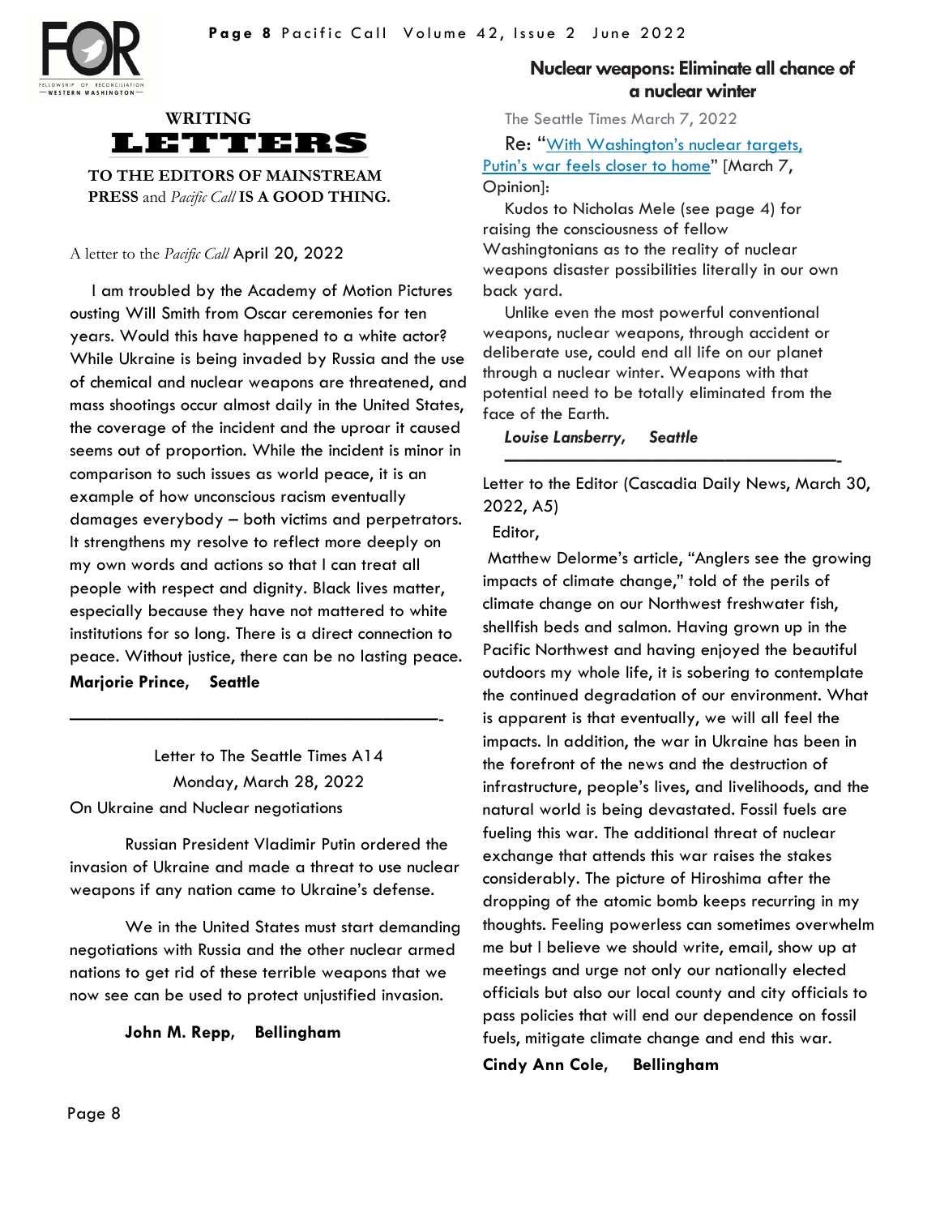# WRITING LETTERS

**TO THE EDITORS OF MAINSTREAM PRESS and *Pacific Call* IS A GOOD THING.**

A letter to the *Pacific Call* April 20, 2022

I am troubled by the Academy of Motion Pictures ousting Will Smith from Oscar ceremonies for ten years. Would this have happened to a white actor? While Ukraine is being invaded by Russia and the use of chemical and nuclear weapons are threatened, and mass shootings occur almost daily in the United States, the coverage of the incident and the uproar it caused seems out of proportion. While the incident is minor in comparison to such issues as world peace, it is an example of how unconscious racism eventually damages everybody – both victims and perpetrators. It strengthens my resolve to reflect more deeply on my own words and actions so that I can treat all people with respect and dignity. Black lives matter, especially because they have not mattered to white institutions for so long. There is a direct connection to peace. Without justice, there can be no lasting peace.

**Marjorie Prince, Seattle**

---

Letter to The Seattle Times A14
Monday, March 28, 2022
On Ukraine and Nuclear negotiations

Russian President Vladimir Putin ordered the invasion of Ukraine and made a threat to use nuclear weapons if any nation came to Ukraine's defense.

We in the United States must start demanding negotiations with Russia and the other nuclear armed nations to get rid of these terrible weapons that we now see can be used to protect unjustified invasion.

**John M. Repp, Bellingham**

---

## Nuclear weapons: Eliminate all chance of a nuclear winter

The Seattle Times March 7, 2022

Re: "With Washington's nuclear targets, Putin's war feels closer to home" [March 7, Opinion]:

Kudos to Nicholas Mele (see page 4) for raising the consciousness of fellow Washingtonians as to the reality of nuclear weapons disaster possibilities literally in our own back yard.

Unlike even the most powerful conventional weapons, nuclear weapons, through accident or deliberate use, could end all life on our planet through a nuclear winter. Weapons with that potential need to be totally eliminated from the face of the Earth.

***Louise Lansberry, Seattle***

---

Letter to the Editor (Cascadia Daily News, March 30, 2022, A5)

Editor,

Matthew Delorme's article, "Anglers see the growing impacts of climate change," told of the perils of climate change on our Northwest freshwater fish, shellfish beds and salmon. Having grown up in the Pacific Northwest and having enjoyed the beautiful outdoors my whole life, it is sobering to contemplate the continued degradation of our environment. What is apparent is that eventually, we will all feel the impacts. In addition, the war in Ukraine has been in the forefront of the news and the destruction of infrastructure, people's lives, and livelihoods, and the natural world is being devastated. Fossil fuels are fueling this war. The additional threat of nuclear exchange that attends this war raises the stakes considerably. The picture of Hiroshima after the dropping of the atomic bomb keeps recurring in my thoughts. Feeling powerless can sometimes overwhelm me but I believe we should write, email, show up at meetings and urge not only our nationally elected officials but also our local county and city officials to pass policies that will end our dependence on fossil fuels, mitigate climate change and end this war.

**Cindy Ann Cole, Bellingham**